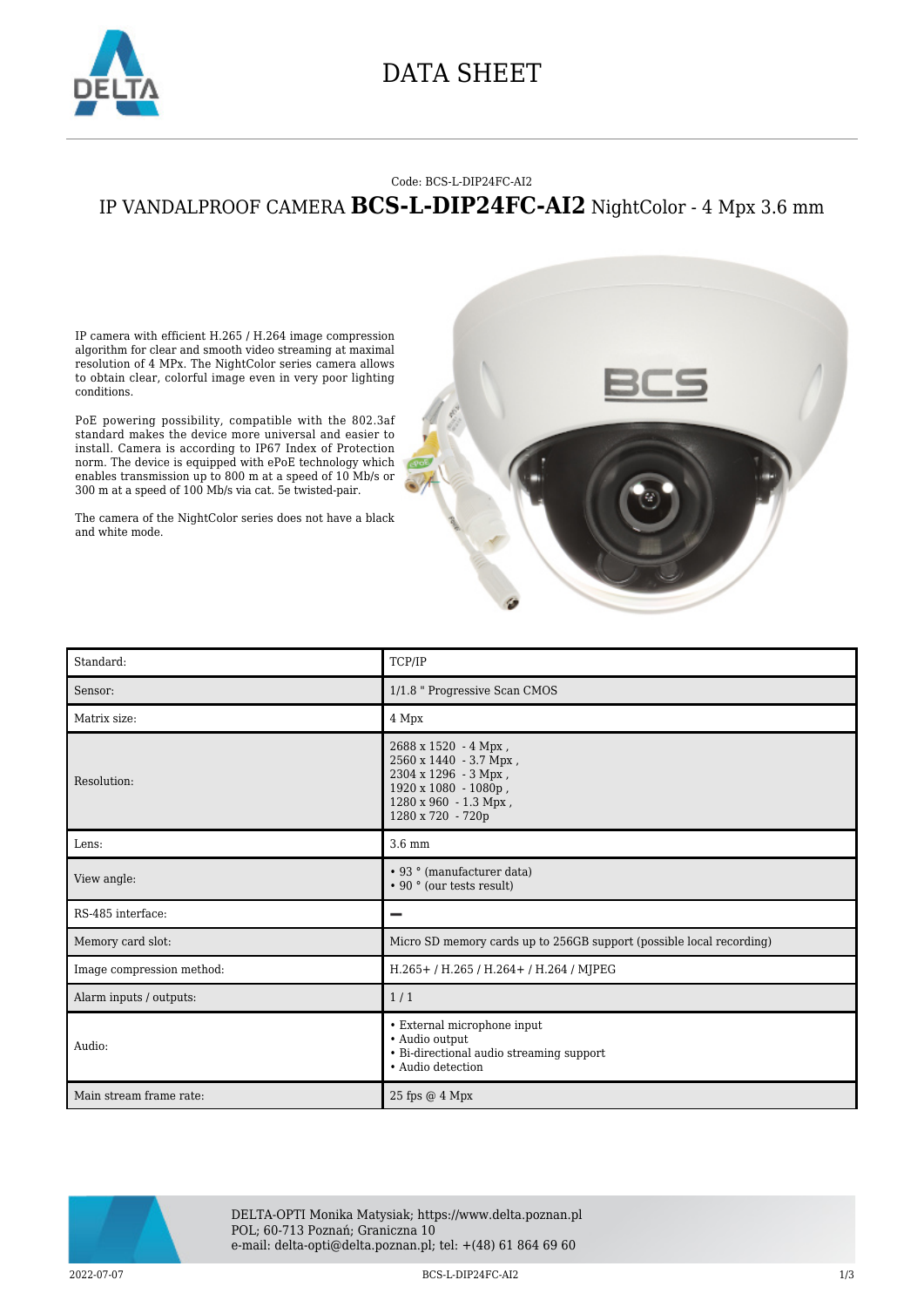# DATA SHEET

Code: BCS-L-DIP24FC-AI2

## IP VANDALPROOF CAMERA **BCS-L-DIP24FC-AI2** NightColor - 4 Mpx 3.6 mm

IP camera with efficient H.265 / H.264 image compression algorithm for clear and smooth video streaming at maximal resolution of 4 MPx. The NightColor series camera allows to obtain clear, colorful image even in very poor lighting conditions.

PoE powering possibility, compatible with the 802.3af standard makes the device more universal and easier to install. Camera is according to IP67 Index of Protection norm. The device is equipped with ePoE technology which enables transmission up to 800 m at a speed of 10 Mb/s or 300 m at a speed of 100 Mb/s via cat. 5e twisted-pair.

The camera of the NightColor series does not have a black and white mode.

| Standard: | TCP/IP |
|---|---|
| Sensor: | 1/1.8 " Progressive Scan CMOS |
| Matrix size: | 4 Mpx |
| Resolution: | 2688 x 1520 - 4 Mpx ,<br>2560 x 1440 - 3.7 Mpx ,<br>2304 x 1296 - 3 Mpx ,<br>1920 x 1080 - 1080p ,<br>1280 x 960 - 1.3 Mpx ,<br>1280 x 720 - 720p |
| Lens: | 3.6 mm |
| View angle: | • 93 ° (manufacturer data)<br>• 90 ° (our tests result) |
| RS-485 interface: | – |
| Memory card slot: | Micro SD memory cards up to 256GB support (possible local recording) |
| Image compression method: | H.265+ / H.265 / H.264+ / H.264 / MJPEG |
| Alarm inputs / outputs: | 1 / 1 |
| Audio: | • External microphone input<br>• Audio output<br>• Bi-directional audio streaming support<br>• Audio detection |
| Main stream frame rate: | 25 fps @ 4 Mpx |

DELTA-OPTI Monika Matysiak; https://www.delta.poznan.pl
POL; 60-713 Poznań; Graniczna 10
e-mail: delta-opti@delta.poznan.pl; tel: +(48) 61 864 69 60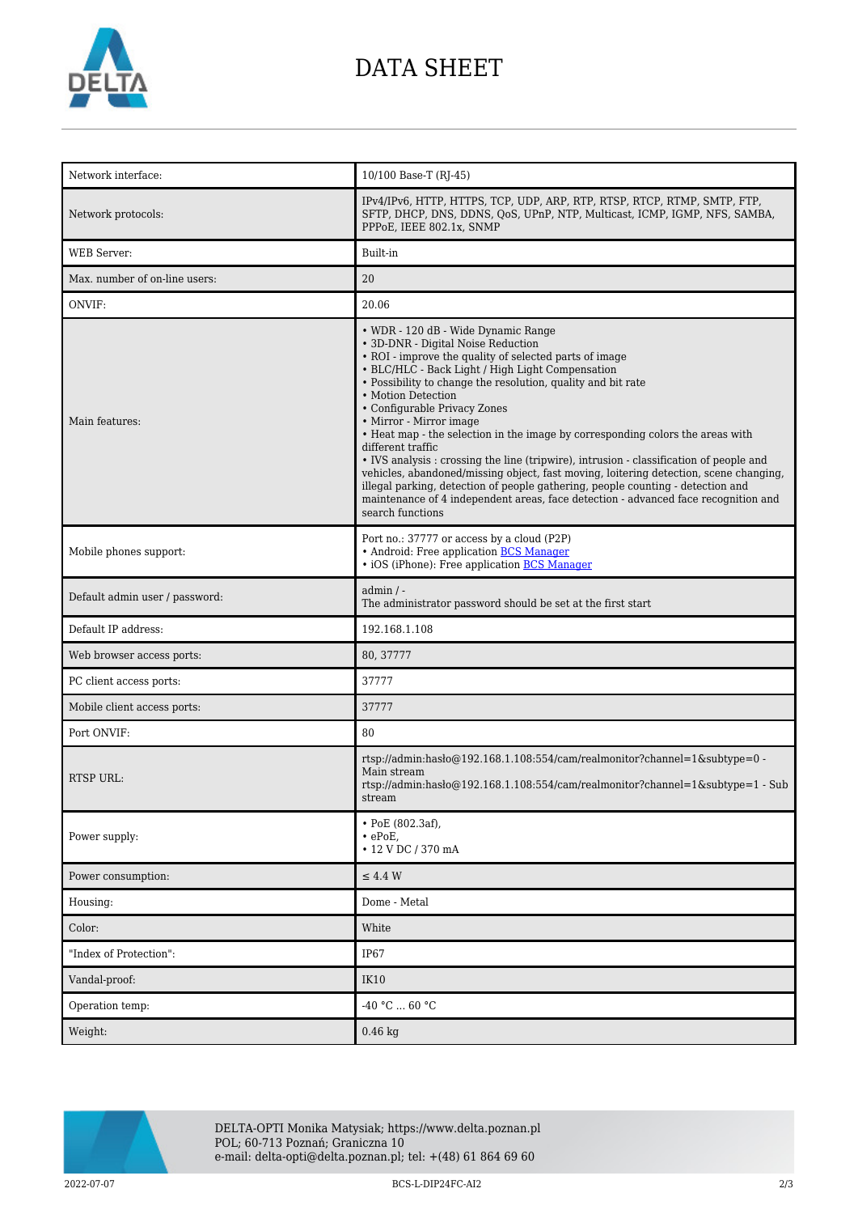# DATA SHEET

| | |
|---|---|
| Network interface: | 10/100 Base-T (RJ-45) |
| Network protocols: | IPv4/IPv6, HTTP, HTTPS, TCP, UDP, ARP, RTP, RTSP, RTCP, RTMP, SMTP, FTP, SFTP, DHCP, DNS, DDNS, QoS, UPnP, NTP, Multicast, ICMP, IGMP, NFS, SAMBA, PPPoE, IEEE 802.1x, SNMP |
| WEB Server: | Built-in |
| Max. number of on-line users: | 20 |
| ONVIF: | 20.06 |
| Main features: | • WDR - 120 dB - Wide Dynamic Range<br>• 3D-DNR - Digital Noise Reduction<br>• ROI - improve the quality of selected parts of image<br>• BLC/HLC - Back Light / High Light Compensation<br>• Possibility to change the resolution, quality and bit rate<br>• Motion Detection<br>• Configurable Privacy Zones<br>• Mirror - Mirror image<br>• Heat map - the selection in the image by corresponding colors the areas with different traffic<br>• IVS analysis : crossing the line (tripwire), intrusion - classification of people and vehicles, abandoned/missing object, fast moving, loitering detection, scene changing, illegal parking, detection of people gathering, people counting - detection and maintenance of 4 independent areas, face detection - advanced face recognition and search functions |
| Mobile phones support: | Port no.: 37777 or access by a cloud (P2P)<br>• Android: Free application BCS Manager<br>• iOS (iPhone): Free application BCS Manager |
| Default admin user / password: | admin / -<br>The administrator password should be set at the first start |
| Default IP address: | 192.168.1.108 |
| Web browser access ports: | 80, 37777 |
| PC client access ports: | 37777 |
| Mobile client access ports: | 37777 |
| Port ONVIF: | 80 |
| RTSP URL: | rtsp://admin:hasło@192.168.1.108:554/cam/realmonitor?channel=1&subtype=0 - Main stream<br>rtsp://admin:hasło@192.168.1.108:554/cam/realmonitor?channel=1&subtype=1 - Sub stream |
| Power supply: | • PoE (802.3af),<br>• ePoE,<br>• 12 V DC / 370 mA |
| Power consumption: | ≤ 4.4 W |
| Housing: | Dome - Metal |
| Color: | White |
| "Index of Protection": | IP67 |
| Vandal-proof: | IK10 |
| Operation temp: | -40 °C ... 60 °C |
| Weight: | 0.46 kg |

DELTA-OPTI Monika Matysiak; https://www.delta.poznan.pl
POL; 60-713 Poznań; Graniczna 10
e-mail: delta-opti@delta.poznan.pl; tel: +(48) 61 864 69 60

2022-07-07 BCS-L-DIP24FC-AI2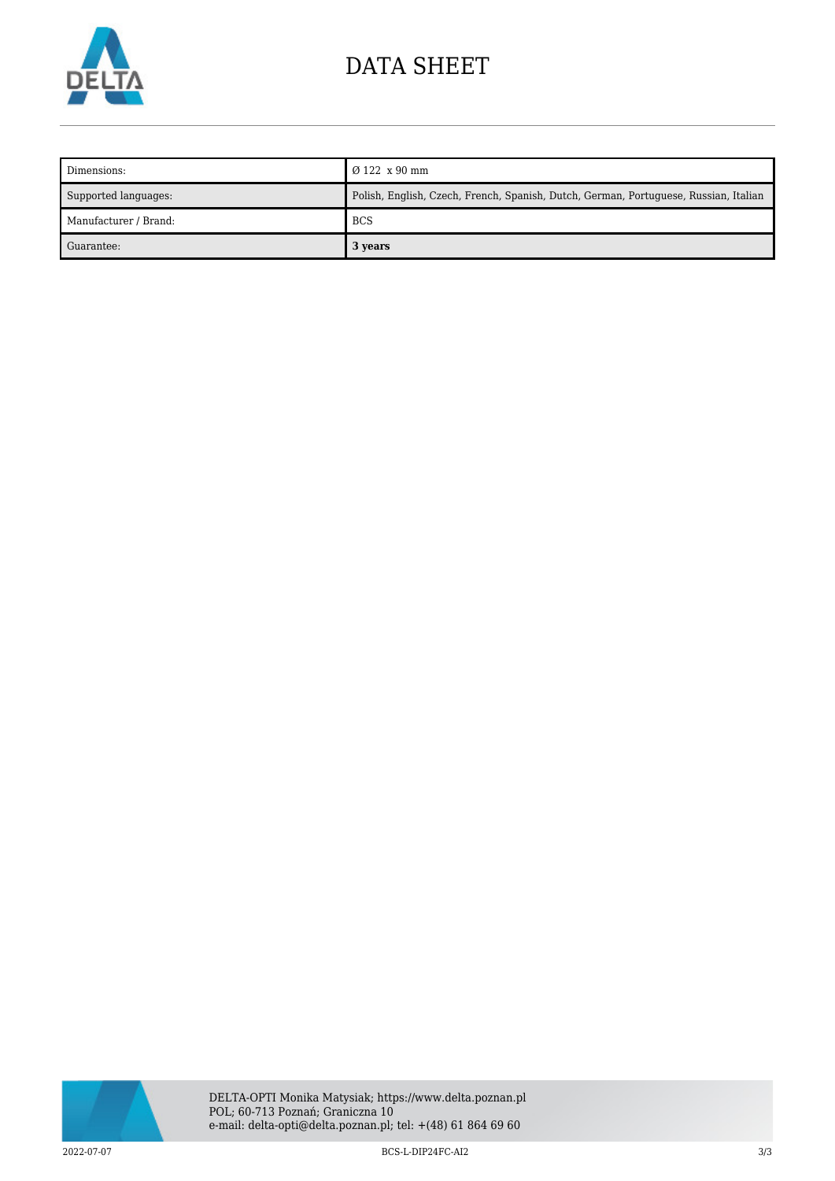# DATA SHEET

| | |
|---|---|
| Dimensions: | Ø 122 x 90 mm |
| Supported languages: | Polish, English, Czech, French, Spanish, Dutch, German, Portuguese, Russian, Italian |
| Manufacturer / Brand: | BCS |
| Guarantee: | **3 years** |

DELTA-OPTI Monika Matysiak; https://www.delta.poznan.pl
POL; 60-713 Poznań; Graniczna 10
e-mail: delta-opti@delta.poznan.pl; tel: +(48) 61 864 69 60